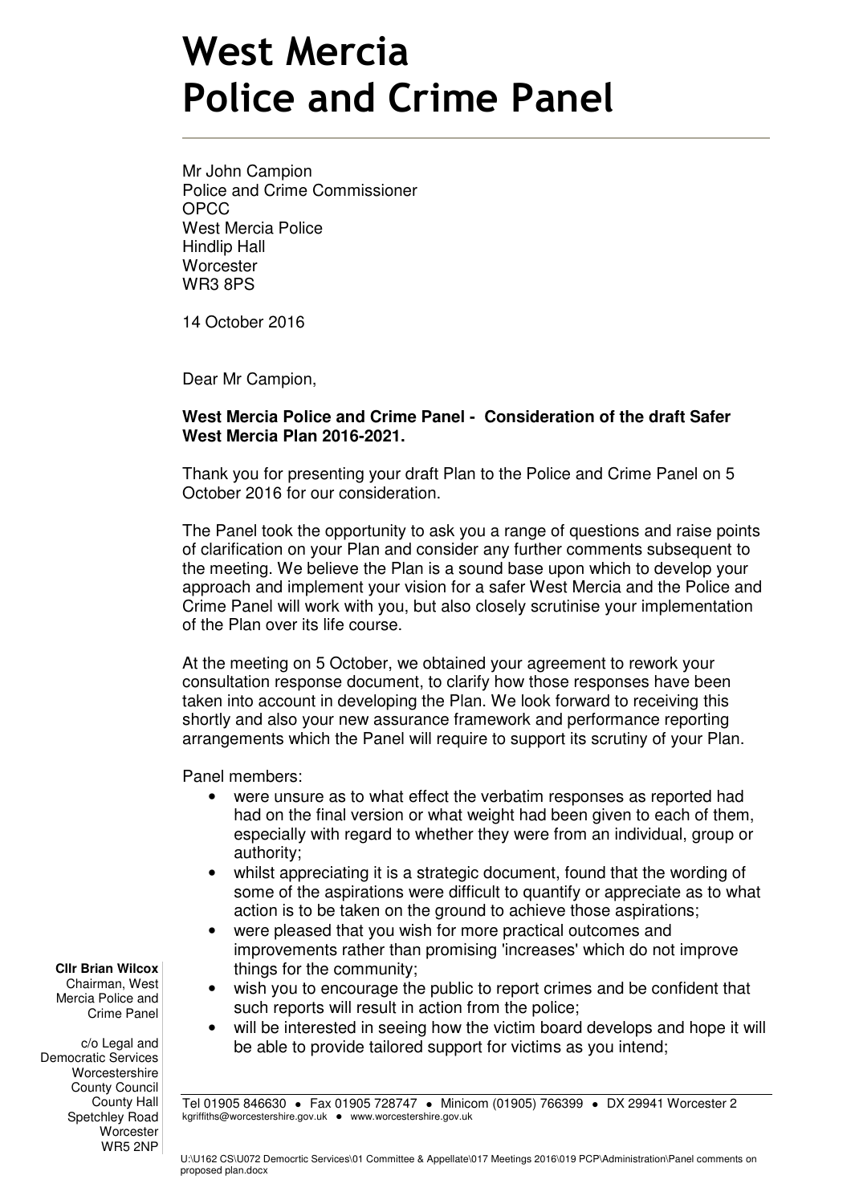# West Mercia Police and Crime Panel

Mr John Campion
Police and Crime Commissioner
OPCC
West Mercia Police
Hindlip Hall
Worcester
WR3 8PS

14 October 2016

Dear Mr Campion,

**West Mercia Police and Crime Panel - Consideration of the draft Safer West Mercia Plan 2016-2021.**

Thank you for presenting your draft Plan to the Police and Crime Panel on 5 October 2016 for our consideration.

The Panel took the opportunity to ask you a range of questions and raise points of clarification on your Plan and consider any further comments subsequent to the meeting. We believe the Plan is a sound base upon which to develop your approach and implement your vision for a safer West Mercia and the Police and Crime Panel will work with you, but also closely scrutinise your implementation of the Plan over its life course.

At the meeting on 5 October, we obtained your agreement to rework your consultation response document, to clarify how those responses have been taken into account in developing the Plan. We look forward to receiving this shortly and also your new assurance framework and performance reporting arrangements which the Panel will require to support its scrutiny of your Plan.

Panel members:

- were unsure as to what effect the verbatim responses as reported had had on the final version or what weight had been given to each of them, especially with regard to whether they were from an individual, group or authority;
- whilst appreciating it is a strategic document, found that the wording of some of the aspirations were difficult to quantify or appreciate as to what action is to be taken on the ground to achieve those aspirations;
- were pleased that you wish for more practical outcomes and improvements rather than promising 'increases' which do not improve things for the community;
- wish you to encourage the public to report crimes and be confident that such reports will result in action from the police;
- will be interested in seeing how the victim board develops and hope it will be able to provide tailored support for victims as you intend;

**Cllr Brian Wilcox**
Chairman, West Mercia Police and Crime Panel

c/o Legal and Democratic Services
Worcestershire County Council
County Hall
Spetchley Road
Worcester
WR5 2NP

Tel 01905 846630 • Fax 01905 728747 • Minicom (01905) 766399 • DX 29941 Worcester 2
kgriffiths@worcestershire.gov.uk • www.worcestershire.gov.uk

U:\U162 CS\U072 Democrtic Services\01 Committee & Appellate\017 Meetings 2016\019 PCP\Administration\Panel comments on proposed plan.docx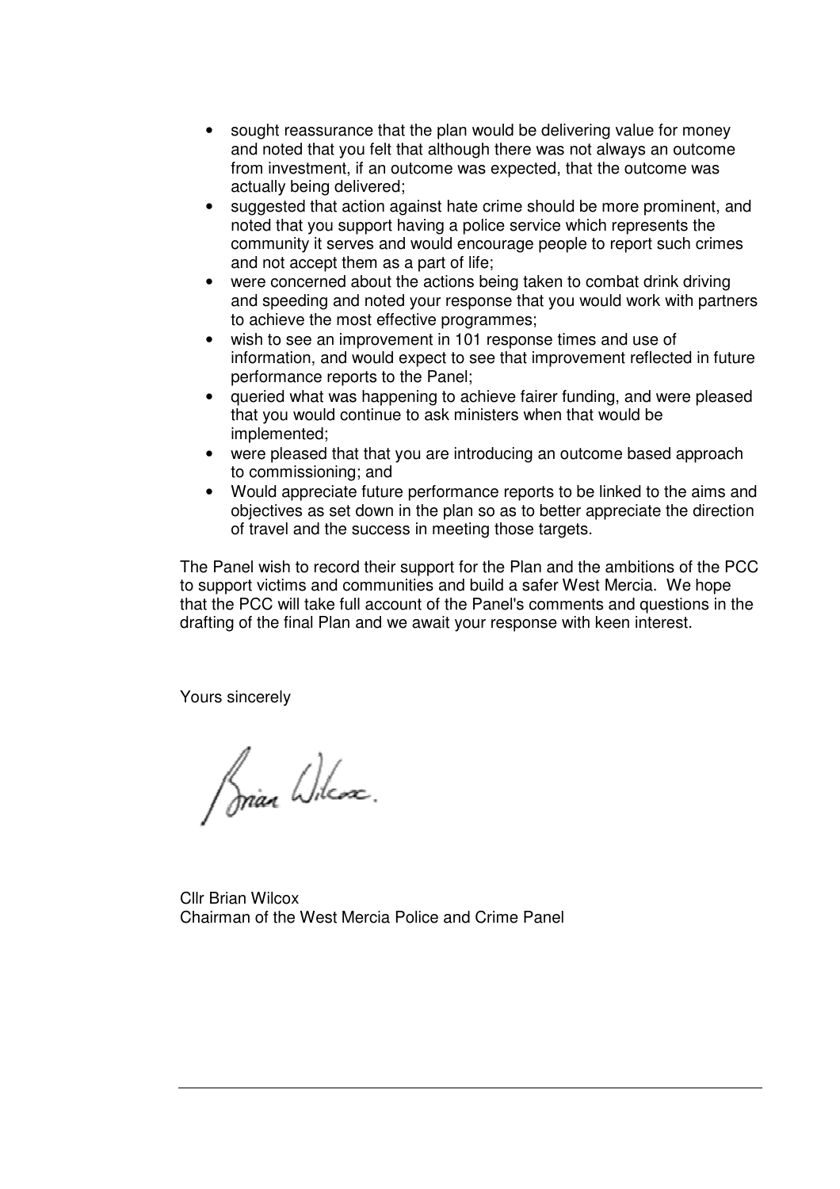- sought reassurance that the plan would be delivering value for money and noted that you felt that although there was not always an outcome from investment, if an outcome was expected, that the outcome was actually being delivered;
- suggested that action against hate crime should be more prominent, and noted that you support having a police service which represents the community it serves and would encourage people to report such crimes and not accept them as a part of life;
- were concerned about the actions being taken to combat drink driving and speeding and noted your response that you would work with partners to achieve the most effective programmes;
- wish to see an improvement in 101 response times and use of information, and would expect to see that improvement reflected in future performance reports to the Panel;
- queried what was happening to achieve fairer funding, and were pleased that you would continue to ask ministers when that would be implemented;
- were pleased that that you are introducing an outcome based approach to commissioning; and
- Would appreciate future performance reports to be linked to the aims and objectives as set down in the plan so as to better appreciate the direction of travel and the success in meeting those targets.

The Panel wish to record their support for the Plan and the ambitions of the PCC to support victims and communities and build a safer West Mercia. We hope that the PCC will take full account of the Panel's comments and questions in the drafting of the final Plan and we await your response with keen interest.

Yours sincerely

Brian Wilcox.

Cllr Brian Wilcox
Chairman of the West Mercia Police and Crime Panel